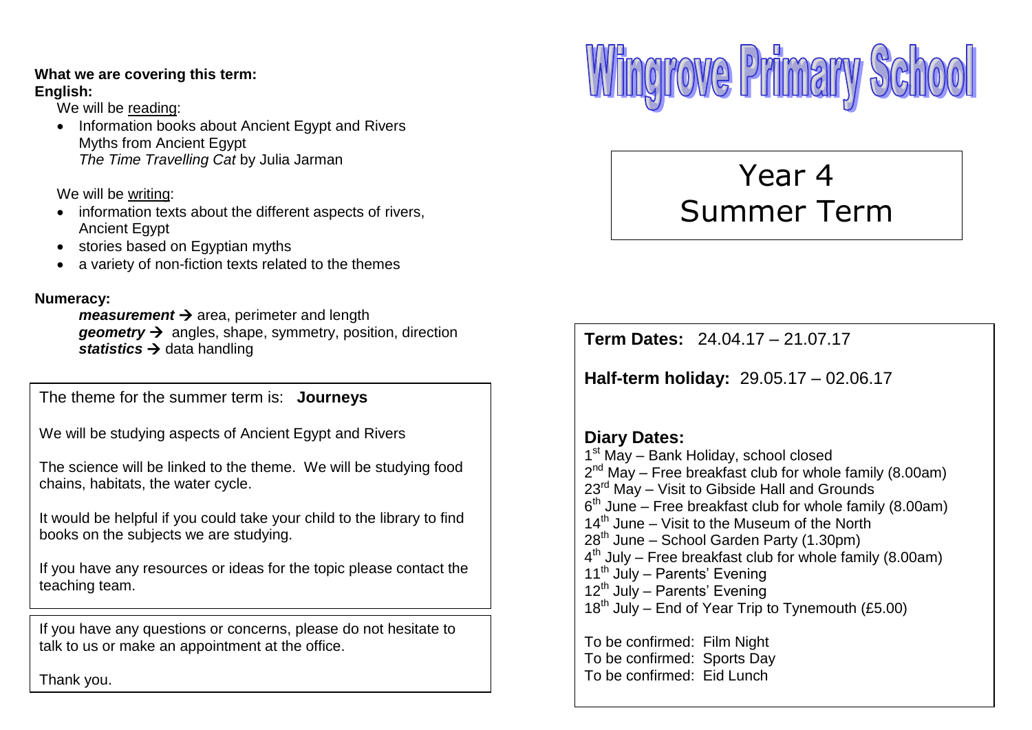# Wingrove Primary School

## Year 4
## Summer Term

**What we are covering this term:**
**English:**

We will be <u>reading</u>:

- Information books about Ancient Egypt and Rivers
  Myths from Ancient Egypt
  *The Time Travelling Cat* by Julia Jarman

We will be <u>writing</u>:

- information texts about the different aspects of rivers, Ancient Egypt
- stories based on Egyptian myths
- a variety of non-fiction texts related to the themes

**Numeracy:**

***measurement*** → area, perimeter and length
***geometry*** → angles, shape, symmetry, position, direction
***statistics*** → data handling

The theme for the summer term is: **Journeys**

We will be studying aspects of Ancient Egypt and Rivers

The science will be linked to the theme. We will be studying food chains, habitats, the water cycle.

It would be helpful if you could take your child to the library to find books on the subjects we are studying.

If you have any resources or ideas for the topic please contact the teaching team.

If you have any questions or concerns, please do not hesitate to talk to us or make an appointment at the office.

Thank you.

**Term Dates:** 24.04.17 – 21.07.17

**Half-term holiday:** 29.05.17 – 02.06.17

**Diary Dates:**

1st May – Bank Holiday, school closed
2nd May – Free breakfast club for whole family (8.00am)
23rd May – Visit to Gibside Hall and Grounds
6th June – Free breakfast club for whole family (8.00am)
14th June – Visit to the Museum of the North
28th June – School Garden Party (1.30pm)
4th July – Free breakfast club for whole family (8.00am)
11th July – Parents' Evening
12th July – Parents' Evening
18th July – End of Year Trip to Tynemouth (£5.00)

To be confirmed: Film Night
To be confirmed: Sports Day
To be confirmed: Eid Lunch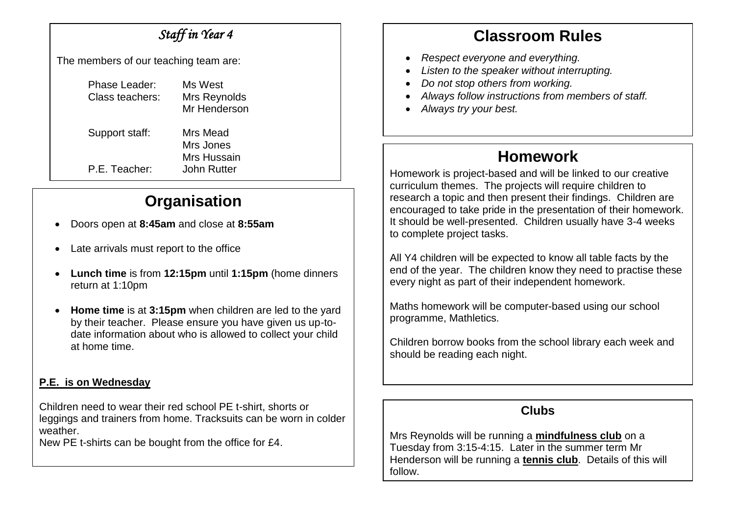## *Staff in Year 4*

The members of our teaching team are:

| | |
|---|---|
| Phase Leader: | Ms West |
| Class teachers: | Mrs Reynolds |
| | Mr Henderson |
| Support staff: | Mrs Mead |
| | Mrs Jones |
| | Mrs Hussain |
| P.E. Teacher: | John Rutter |

## Organisation

- Doors open at **8:45am** and close at **8:55am**
- Late arrivals must report to the office
- **Lunch time** is from **12:15pm** until **1:15pm** (home dinners return at 1:10pm
- **Home time** is at **3:15pm** when children are led to the yard by their teacher. Please ensure you have given us up-to-date information about who is allowed to collect your child at home time.

**P.E. is on Wednesday**

Children need to wear their red school PE t-shirt, shorts or leggings and trainers from home. Tracksuits can be worn in colder weather.

New PE t-shirts can be bought from the office for £4.

## Classroom Rules

- *Respect everyone and everything.*
- *Listen to the speaker without interrupting.*
- *Do not stop others from working.*
- *Always follow instructions from members of staff.*
- *Always try your best.*

## Homework

Homework is project-based and will be linked to our creative curriculum themes. The projects will require children to research a topic and then present their findings. Children are encouraged to take pride in the presentation of their homework. It should be well-presented. Children usually have 3-4 weeks to complete project tasks.

All Y4 children will be expected to know all table facts by the end of the year. The children know they need to practise these every night as part of their independent homework.

Maths homework will be computer-based using our school programme, Mathletics.

Children borrow books from the school library each week and should be reading each night.

### Clubs

Mrs Reynolds will be running a **mindfulness club** on a Tuesday from 3:15-4:15. Later in the summer term Mr Henderson will be running a **tennis club**. Details of this will follow.